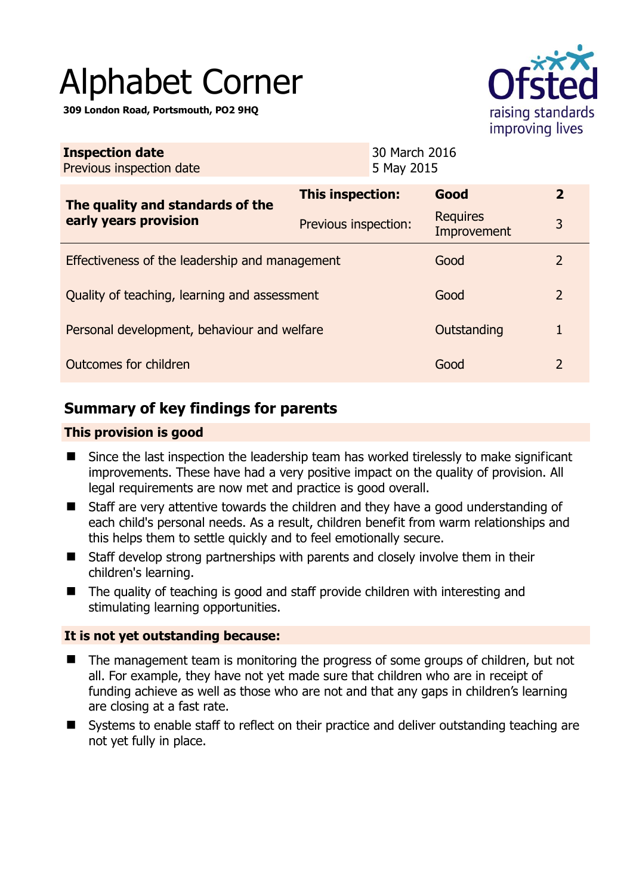# Alphabet Corner

**309 London Road, Portsmouth, PO2 9HQ**

| **Inspection date** | 30 March 2016 |
|---|---|
| Previous inspection date | 5 May 2015 |

| **The quality and standards of the early years provision** | **This inspection:** | **Good** | **2** |
|---|---|---|---|
| | Previous inspection: | Requires Improvement | 3 |
| Effectiveness of the leadership and management | | Good | 2 |
| Quality of teaching, learning and assessment | | Good | 2 |
| Personal development, behaviour and welfare | | Outstanding | 1 |
| Outcomes for children | | Good | 2 |

## Summary of key findings for parents

### This provision is good

- Since the last inspection the leadership team has worked tirelessly to make significant improvements. These have had a very positive impact on the quality of provision. All legal requirements are now met and practice is good overall.
- Staff are very attentive towards the children and they have a good understanding of each child's personal needs. As a result, children benefit from warm relationships and this helps them to settle quickly and to feel emotionally secure.
- Staff develop strong partnerships with parents and closely involve them in their children's learning.
- The quality of teaching is good and staff provide children with interesting and stimulating learning opportunities.

### It is not yet outstanding because:

- The management team is monitoring the progress of some groups of children, but not all. For example, they have not yet made sure that children who are in receipt of funding achieve as well as those who are not and that any gaps in children's learning are closing at a fast rate.
- Systems to enable staff to reflect on their practice and deliver outstanding teaching are not yet fully in place.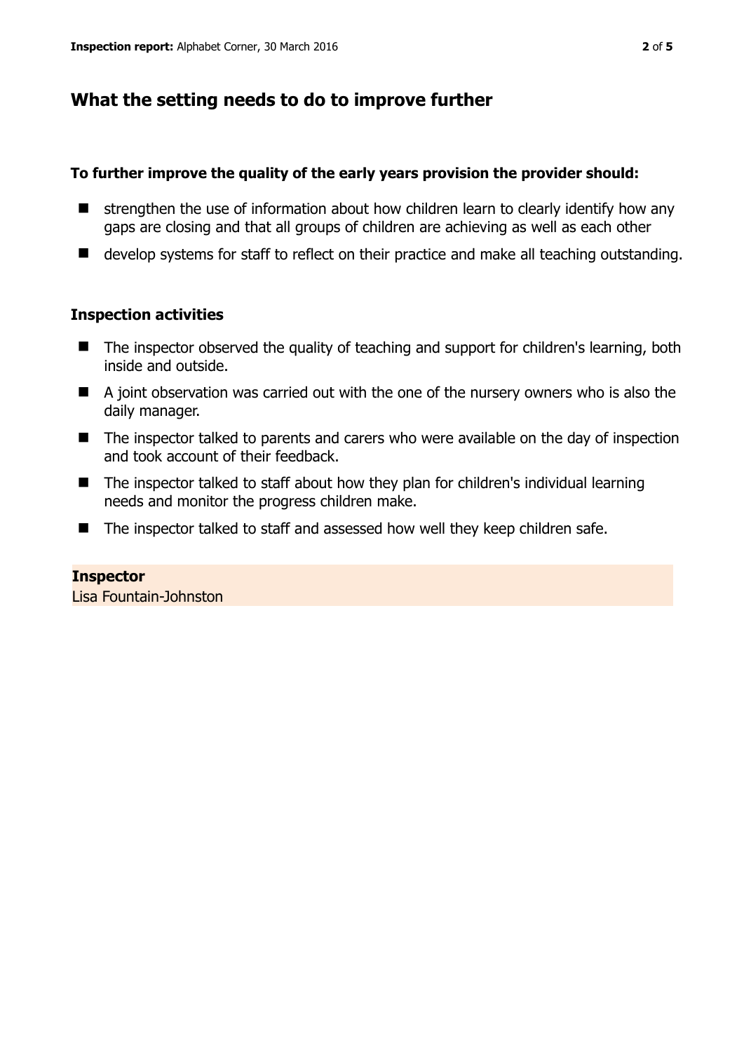## What the setting needs to do to improve further

**To further improve the quality of the early years provision the provider should:**

- strengthen the use of information about how children learn to clearly identify how any gaps are closing and that all groups of children are achieving as well as each other
- develop systems for staff to reflect on their practice and make all teaching outstanding.

### Inspection activities

- The inspector observed the quality of teaching and support for children's learning, both inside and outside.
- A joint observation was carried out with the one of the nursery owners who is also the daily manager.
- The inspector talked to parents and carers who were available on the day of inspection and took account of their feedback.
- The inspector talked to staff about how they plan for children's individual learning needs and monitor the progress children make.
- The inspector talked to staff and assessed how well they keep children safe.

**Inspector**
Lisa Fountain-Johnston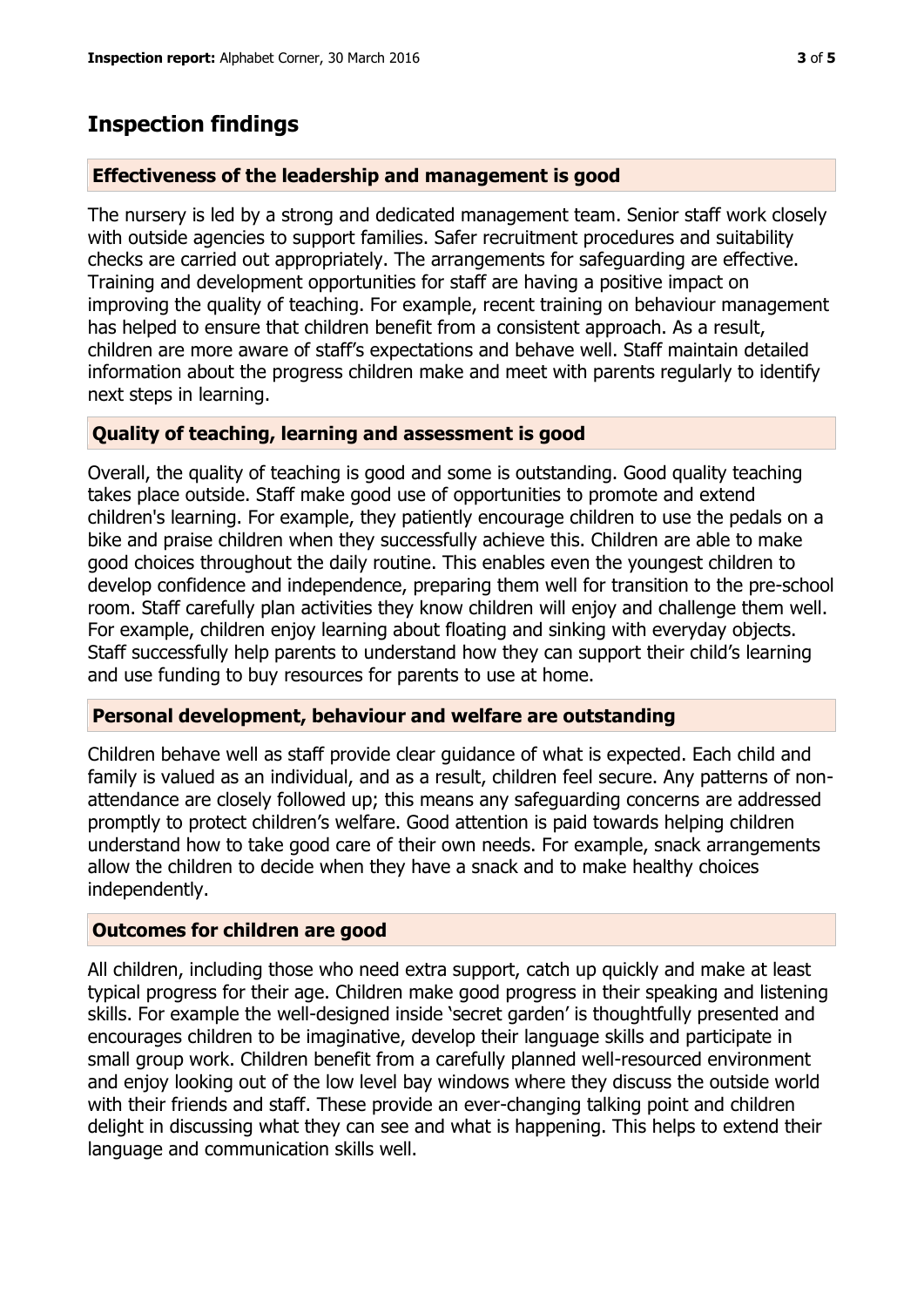## Inspection findings

### Effectiveness of the leadership and management is good

The nursery is led by a strong and dedicated management team. Senior staff work closely with outside agencies to support families. Safer recruitment procedures and suitability checks are carried out appropriately. The arrangements for safeguarding are effective. Training and development opportunities for staff are having a positive impact on improving the quality of teaching. For example, recent training on behaviour management has helped to ensure that children benefit from a consistent approach. As a result, children are more aware of staff's expectations and behave well. Staff maintain detailed information about the progress children make and meet with parents regularly to identify next steps in learning.

### Quality of teaching, learning and assessment is good

Overall, the quality of teaching is good and some is outstanding. Good quality teaching takes place outside. Staff make good use of opportunities to promote and extend children's learning. For example, they patiently encourage children to use the pedals on a bike and praise children when they successfully achieve this. Children are able to make good choices throughout the daily routine. This enables even the youngest children to develop confidence and independence, preparing them well for transition to the pre-school room. Staff carefully plan activities they know children will enjoy and challenge them well. For example, children enjoy learning about floating and sinking with everyday objects. Staff successfully help parents to understand how they can support their child's learning and use funding to buy resources for parents to use at home.

### Personal development, behaviour and welfare are outstanding

Children behave well as staff provide clear guidance of what is expected. Each child and family is valued as an individual, and as a result, children feel secure. Any patterns of non-attendance are closely followed up; this means any safeguarding concerns are addressed promptly to protect children's welfare. Good attention is paid towards helping children understand how to take good care of their own needs. For example, snack arrangements allow the children to decide when they have a snack and to make healthy choices independently.

### Outcomes for children are good

All children, including those who need extra support, catch up quickly and make at least typical progress for their age. Children make good progress in their speaking and listening skills. For example the well-designed inside 'secret garden' is thoughtfully presented and encourages children to be imaginative, develop their language skills and participate in small group work. Children benefit from a carefully planned well-resourced environment and enjoy looking out of the low level bay windows where they discuss the outside world with their friends and staff. These provide an ever-changing talking point and children delight in discussing what they can see and what is happening. This helps to extend their language and communication skills well.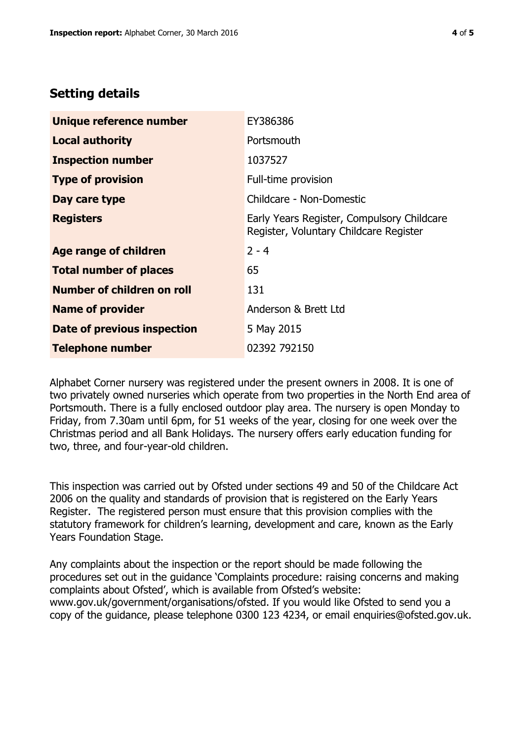## Setting details

| | |
|---|---|
| **Unique reference number** | EY386386 |
| **Local authority** | Portsmouth |
| **Inspection number** | 1037527 |
| **Type of provision** | Full-time provision |
| **Day care type** | Childcare - Non-Domestic |
| **Registers** | Early Years Register, Compulsory Childcare Register, Voluntary Childcare Register |
| **Age range of children** | 2 - 4 |
| **Total number of places** | 65 |
| **Number of children on roll** | 131 |
| **Name of provider** | Anderson & Brett Ltd |
| **Date of previous inspection** | 5 May 2015 |
| **Telephone number** | 02392 792150 |

Alphabet Corner nursery was registered under the present owners in 2008. It is one of two privately owned nurseries which operate from two properties in the North End area of Portsmouth. There is a fully enclosed outdoor play area. The nursery is open Monday to Friday, from 7.30am until 6pm, for 51 weeks of the year, closing for one week over the Christmas period and all Bank Holidays. The nursery offers early education funding for two, three, and four-year-old children.

This inspection was carried out by Ofsted under sections 49 and 50 of the Childcare Act 2006 on the quality and standards of provision that is registered on the Early Years Register. The registered person must ensure that this provision complies with the statutory framework for children's learning, development and care, known as the Early Years Foundation Stage.

Any complaints about the inspection or the report should be made following the procedures set out in the guidance 'Complaints procedure: raising concerns and making complaints about Ofsted', which is available from Ofsted's website: www.gov.uk/government/organisations/ofsted. If you would like Ofsted to send you a copy of the guidance, please telephone 0300 123 4234, or email enquiries@ofsted.gov.uk.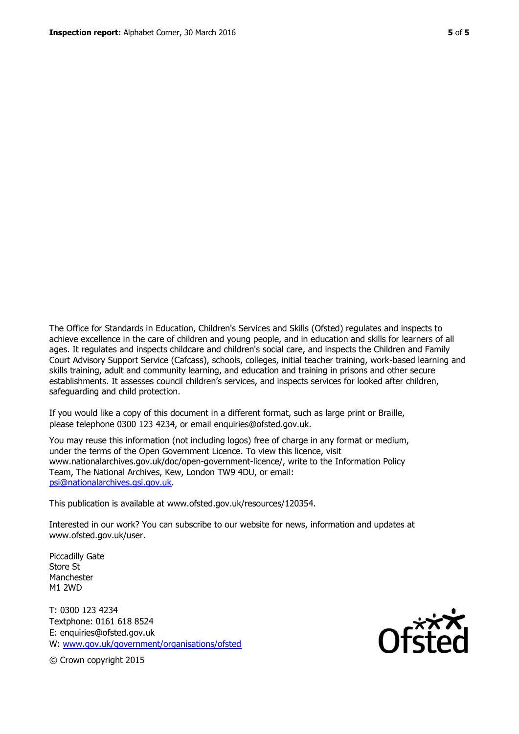The Office for Standards in Education, Children's Services and Skills (Ofsted) regulates and inspects to achieve excellence in the care of children and young people, and in education and skills for learners of all ages. It regulates and inspects childcare and children's social care, and inspects the Children and Family Court Advisory Support Service (Cafcass), schools, colleges, initial teacher training, work-based learning and skills training, adult and community learning, and education and training in prisons and other secure establishments. It assesses council children's services, and inspects services for looked after children, safeguarding and child protection.

If you would like a copy of this document in a different format, such as large print or Braille, please telephone 0300 123 4234, or email enquiries@ofsted.gov.uk.

You may reuse this information (not including logos) free of charge in any format or medium, under the terms of the Open Government Licence. To view this licence, visit www.nationalarchives.gov.uk/doc/open-government-licence/, write to the Information Policy Team, The National Archives, Kew, London TW9 4DU, or email: psi@nationalarchives.gsi.gov.uk.

This publication is available at www.ofsted.gov.uk/resources/120354.

Interested in our work? You can subscribe to our website for news, information and updates at www.ofsted.gov.uk/user.

Piccadilly Gate
Store St
Manchester
M1 2WD

T: 0300 123 4234
Textphone: 0161 618 8524
E: enquiries@ofsted.gov.uk
W: www.gov.uk/government/organisations/ofsted

© Crown copyright 2015